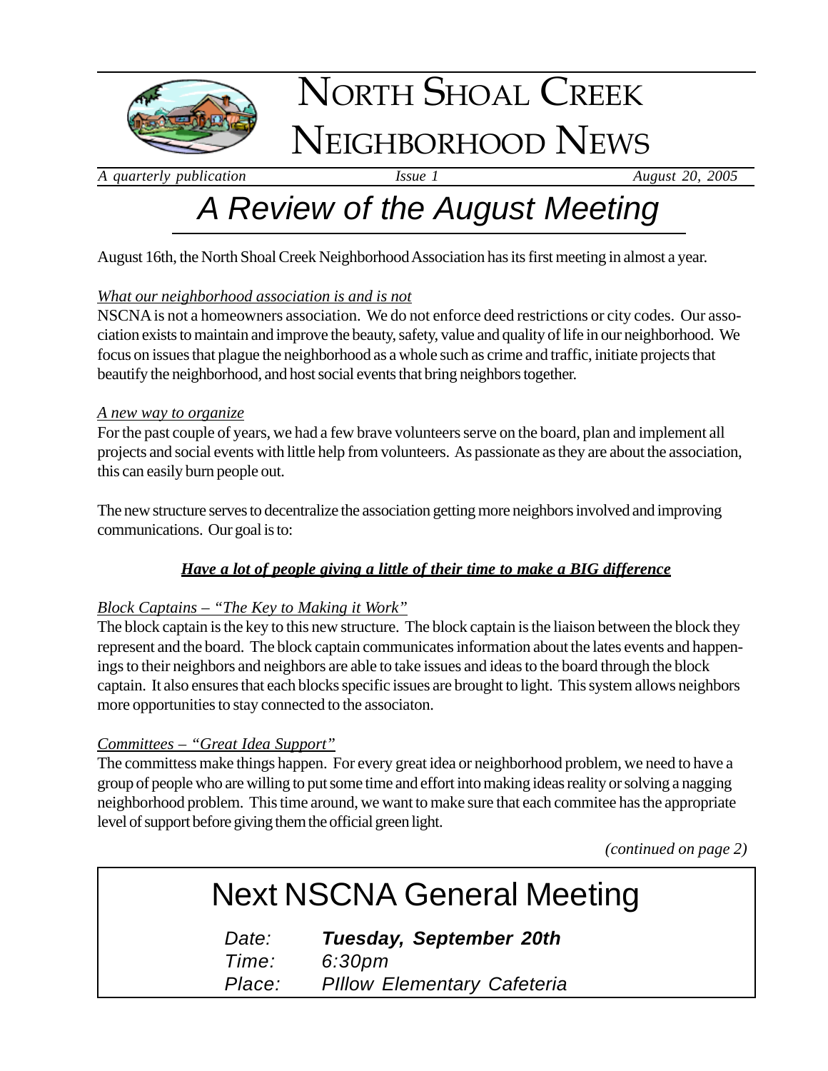# NORTH SHOAL CREEK NEIGHBORHOOD NEWS

*A quarterly publication* *Issue 1* *August 20, 2005*

## *A Review of the August Meeting*

August 16th, the North Shoal Creek Neighborhood Association has its first meeting in almost a year.

*What our neighborhood association is and is not*
NSCNA is not a homeowners association. We do not enforce deed restrictions or city codes. Our association exists to maintain and improve the beauty, safety, value and quality of life in our neighborhood. We focus on issues that plague the neighborhood as a whole such as crime and traffic, initiate projects that beautify the neighborhood, and host social events that bring neighbors together.

*A new way to organize*
For the past couple of years, we had a few brave volunteers serve on the board, plan and implement all projects and social events with little help from volunteers. As passionate as they are about the association, this can easily burn people out.

The new structure serves to decentralize the association getting more neighbors involved and improving communications. Our goal is to:

***Have a lot of people giving a little of their time to make a BIG difference***

*Block Captains – "The Key to Making it Work"*
The block captain is the key to this new structure. The block captain is the liaison between the block they represent and the board. The block captain communicates information about the lates events and happenings to their neighbors and neighbors are able to take issues and ideas to the board through the block captain. It also ensures that each blocks specific issues are brought to light. This system allows neighbors more opportunities to stay connected to the associaton.

*Committees – "Great Idea Support"*
The committess make things happen. For every great idea or neighborhood problem, we need to have a group of people who are willing to put some time and effort into making ideas reality or solving a nagging neighborhood problem. This time around, we want to make sure that each commitee has the appropriate level of support before giving them the official green light.

*(continued on page 2)*

## Next NSCNA General Meeting

*Date:* ***Tuesday, September 20th***
*Time:* *6:30pm*
*Place:* *PIllow Elementary Cafeteria*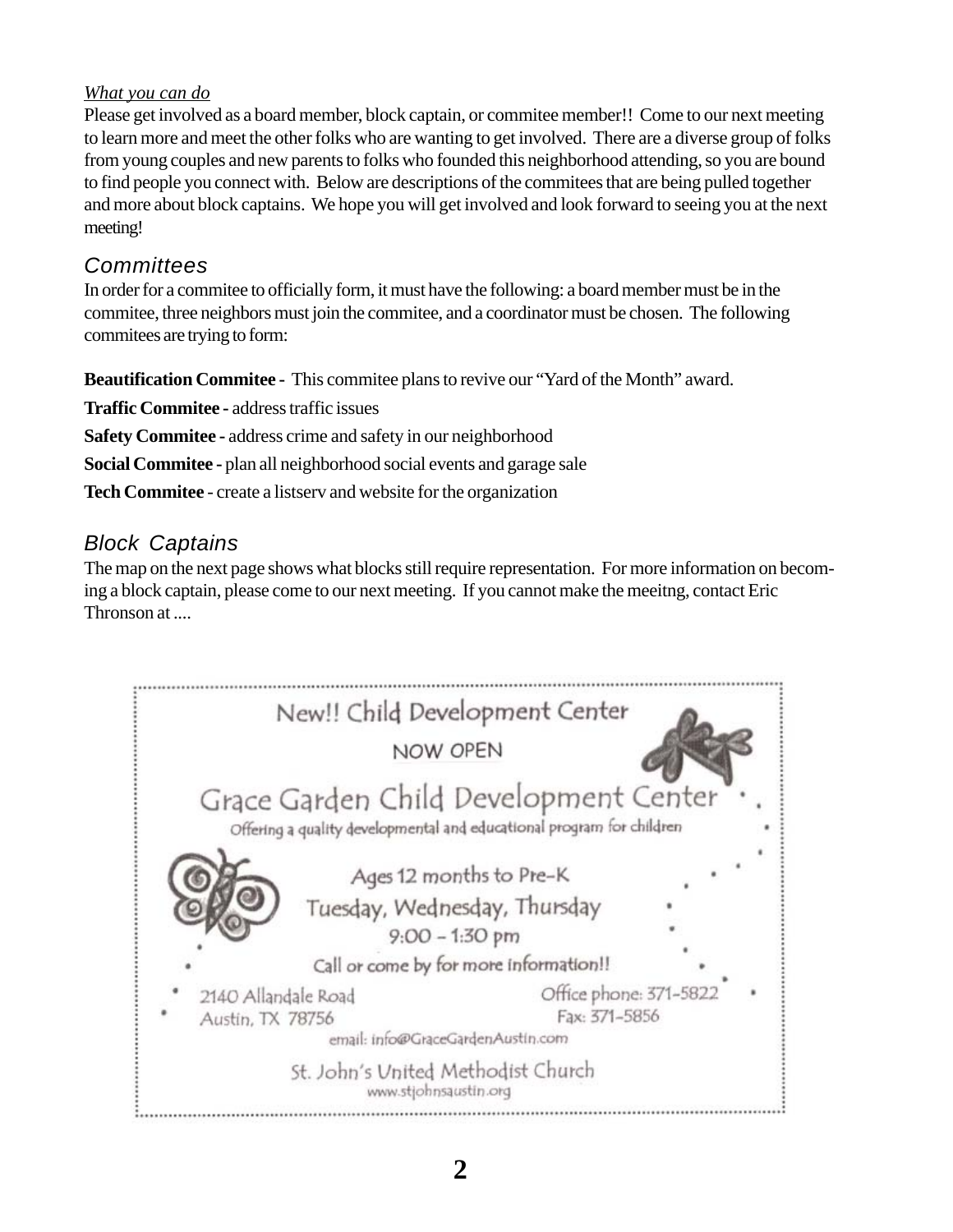*What you can do*

Please get involved as a board member, block captain, or commitee member!! Come to our next meeting to learn more and meet the other folks who are wanting to get involved. There are a diverse group of folks from young couples and new parents to folks who founded this neighborhood attending, so you are bound to find people you connect with. Below are descriptions of the commitees that are being pulled together and more about block captains. We hope you will get involved and look forward to seeing you at the next meeting!

## Committees

In order for a commitee to officially form, it must have the following: a board member must be in the commitee, three neighbors must join the commitee, and a coordinator must be chosen. The following commitees are trying to form:

**Beautification Commitee -** This commitee plans to revive our "Yard of the Month" award.

**Traffic Commitee -** address traffic issues

**Safety Commitee -** address crime and safety in our neighborhood

**Social Commitee -** plan all neighborhood social events and garage sale

**Tech Commitee** - create a listserv and website for the organization

## Block Captains

The map on the next page shows what blocks still require representation. For more information on becoming a block captain, please come to our next meeting. If you cannot make the meeitng, contact Eric Thronson at ....

New!! Child Development Center

NOW OPEN

Grace Garden Child Development Center

Offering a quality developmental and educational program for children

Ages 12 months to Pre-K

Tuesday, Wednesday, Thursday

9:00 – 1:30 pm

Call or come by for more information!!

2140 Allandale Road
Austin, TX 78756

Office phone: 371-5822
Fax: 371-5856

email: info@GraceGardenAustin.com

St. John's United Methodist Church
www.stjohnsaustin.org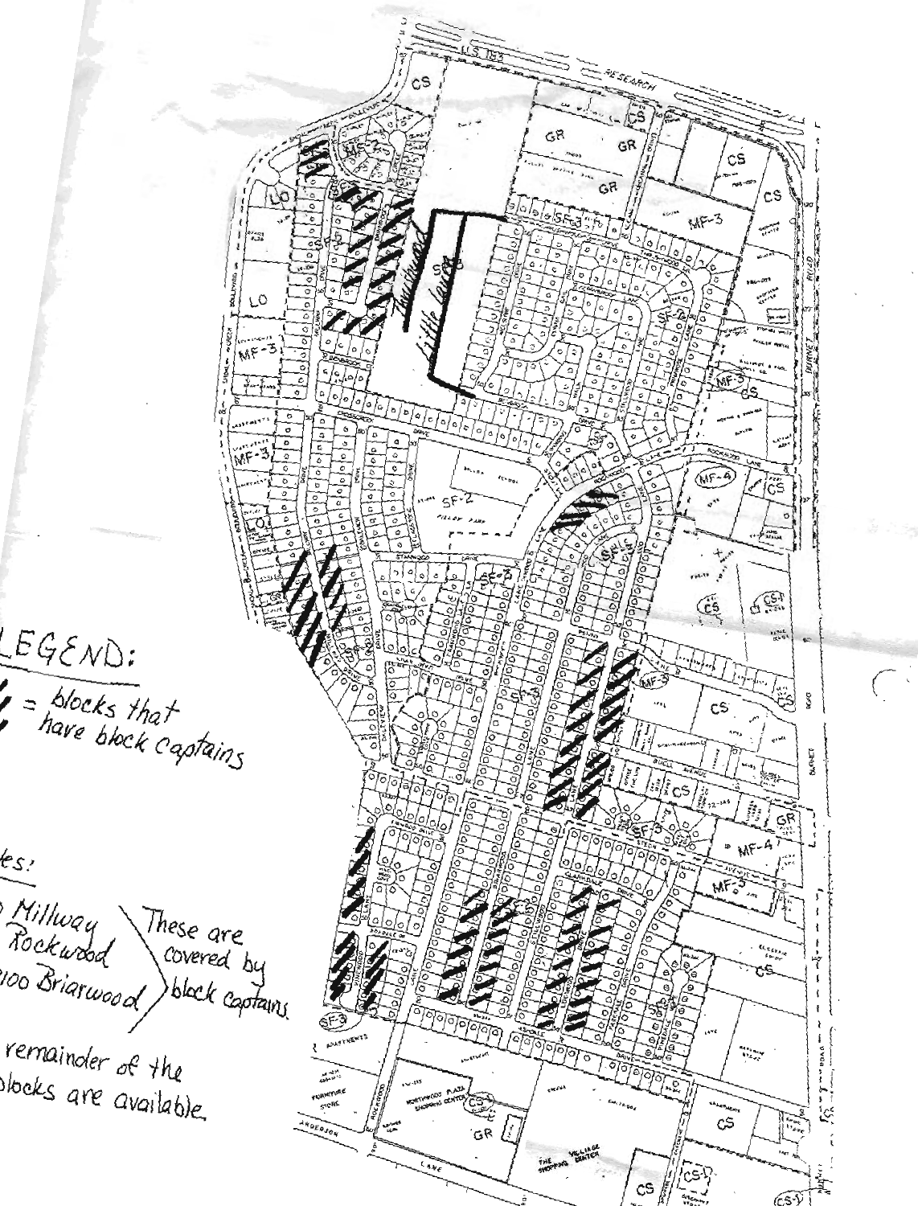LEGEND:

= blocks that have block captains

...es:

... Millway
... Rockwood
...100 Briarwood

These are covered by block captains.

...remainder of the ...blocks are available.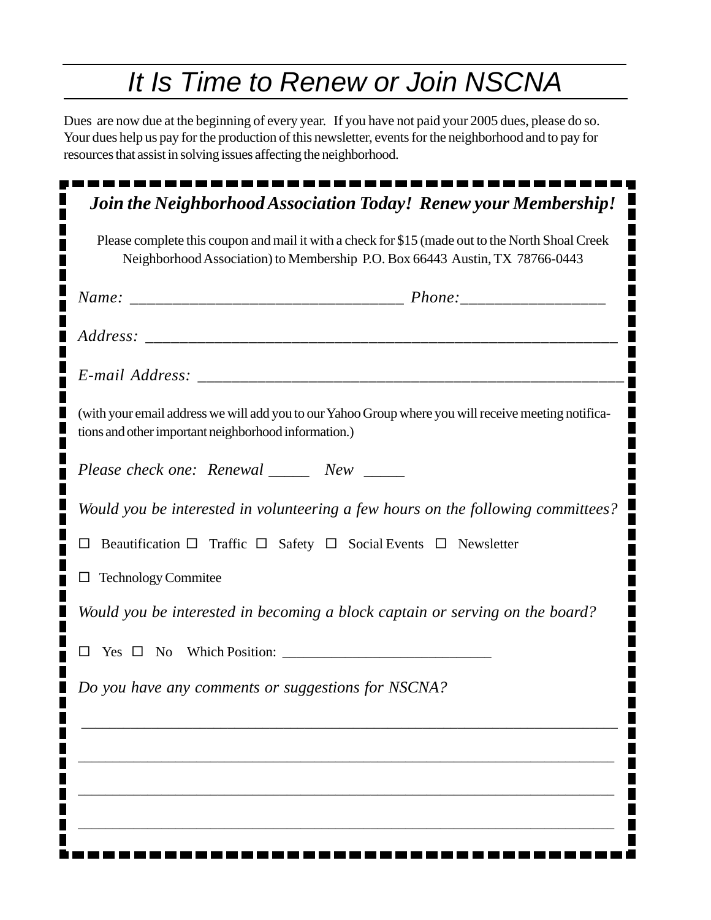# *It Is Time to Renew or Join NSCNA*

Dues are now due at the beginning of every year. If you have not paid your 2005 dues, please do so. Your dues help us pay for the production of this newsletter, events for the neighborhood and to pay for resources that assist in solving issues affecting the neighborhood.

## *Join the Neighborhood Association Today! Renew your Membership!*

Please complete this coupon and mail it with a check for $15 (made out to the North Shoal Creek Neighborhood Association) to Membership P.O. Box 66443 Austin, TX 78766-0443

*Name:* ___________________________________ *Phone:*___________________

*Address:* ______________________________________________________________

*E-mail Address:* ________________________________________________________

(with your email address we will add you to our Yahoo Group where you will receive meeting notifications and other important neighborhood information.)

*Please check one: Renewal* _____ *New* _____

*Would you be interested in volunteering a few hours on the following committees?*

☐ Beautification ☐ Traffic ☐ Safety ☐ Social Events ☐ Newsletter

☐ Technology Commitee

*Would you be interested in becoming a block captain or serving on the board?*

☐ Yes ☐ No Which Position: ______________________________

*Do you have any comments or suggestions for NSCNA?*

_______________________________________________________________________

_______________________________________________________________________

_______________________________________________________________________

_______________________________________________________________________